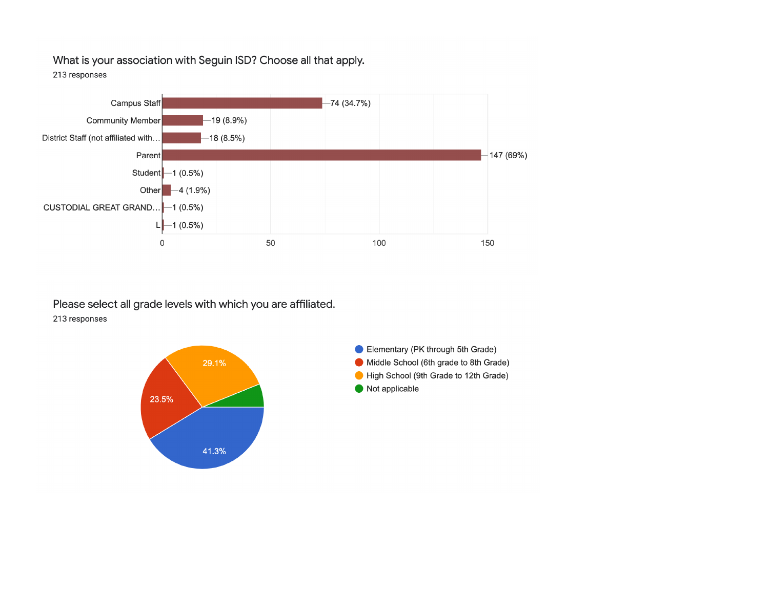## What is your association with Seguin ISD? Choose all that apply.

213 responses

| Association | Responses |
|---|---|
| Campus Staff | 74 (34.7%) |
| Community Member | 19 (8.9%) |
| District Staff (not affiliated with… | 18 (8.5%) |
| Parent | 147 (69%) |
| Student | 1 (0.5%) |
| Other | 4 (1.9%) |
| CUSTODIAL GREAT GRAND… | 1 (0.5%) |
| L | 1 (0.5%) |

## Please select all grade levels with which you are affiliated.

213 responses

| Grade Level | Percentage |
|---|---|
| Elementary (PK through 5th Grade) | 41.3% |
| Middle School (6th grade to 8th Grade) | 23.5% |
| High School (9th Grade to 12th Grade) | 29.1% |
| Not applicable | |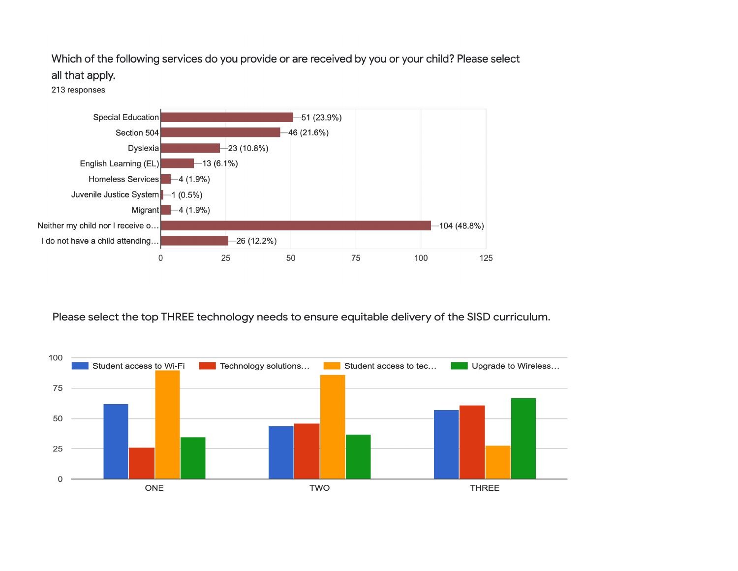Which of the following services do you provide or are received by you or your child? Please select all that apply.

213 responses

| Service | Responses |
| --- | --- |
| Special Education | 51 (23.9%) |
| Section 504 | 46 (21.6%) |
| Dyslexia | 23 (10.8%) |
| English Learning (EL) | 13 (6.1%) |
| Homeless Services | 4 (1.9%) |
| Juvenile Justice System | 1 (0.5%) |
| Migrant | 4 (1.9%) |
| Neither my child nor I receive o… | 104 (48.8%) |
| I do not have a child attending… | 26 (12.2%) |

Please select the top THREE technology needs to ensure equitable delivery of the SISD curriculum.

Legend: Student access to Wi-Fi; Technology solutions…; Student access to tec…; Upgrade to Wireless…

Categories: ONE, TWO, THREE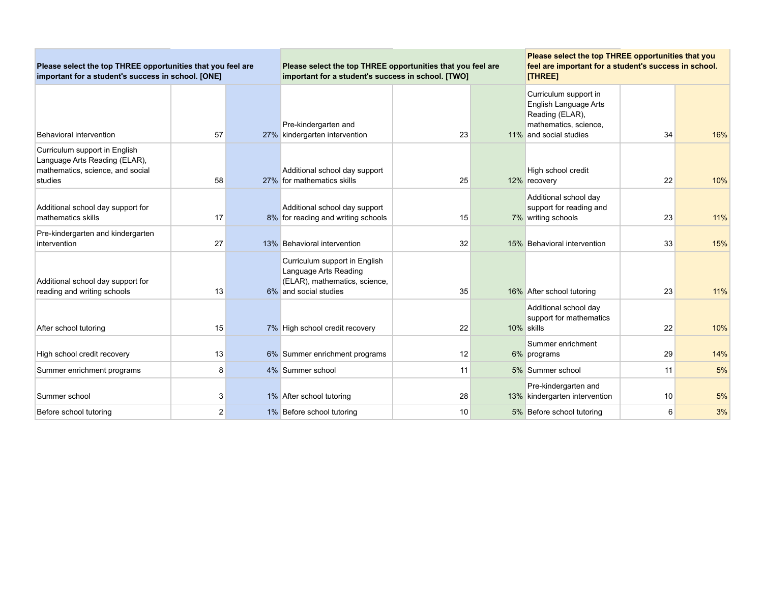| Please select the top THREE opportunities that you feel are important for a student's success in school. [ONE] | | | Please select the top THREE opportunities that you feel are important for a student's success in school. [TWO] | | | Please select the top THREE opportunities that you feel are important for a student's success in school. [THREE] | | |
|---|---|---|---|---|---|---|---|---|
| Behavioral intervention | 57 | 27% | Pre-kindergarten and kindergarten intervention | 23 | 11% | Curriculum support in English Language Arts Reading (ELAR), mathematics, science, and social studies | 34 | 16% |
| Curriculum support in English Language Arts Reading (ELAR), mathematics, science, and social studies | 58 | 27% | Additional school day support for mathematics skills | 25 | 12% | High school credit recovery | 22 | 10% |
| Additional school day support for mathematics skills | 17 | 8% | Additional school day support for reading and writing schools | 15 | 7% | Additional school day support for reading and writing schools | 23 | 11% |
| Pre-kindergarten and kindergarten intervention | 27 | 13% | Behavioral intervention | 32 | 15% | Behavioral intervention | 33 | 15% |
| Additional school day support for reading and writing schools | 13 | 6% | Curriculum support in English Language Arts Reading (ELAR), mathematics, science, and social studies | 35 | 16% | After school tutoring | 23 | 11% |
| After school tutoring | 15 | 7% | High school credit recovery | 22 | 10% | Additional school day support for mathematics skills | 22 | 10% |
| High school credit recovery | 13 | 6% | Summer enrichment programs | 12 | 6% | Summer enrichment programs | 29 | 14% |
| Summer enrichment programs | 8 | 4% | Summer school | 11 | 5% | Summer school | 11 | 5% |
| Summer school | 3 | 1% | After school tutoring | 28 | 13% | Pre-kindergarten and kindergarten intervention | 10 | 5% |
| Before school tutoring | 2 | 1% | Before school tutoring | 10 | 5% | Before school tutoring | 6 | 3% |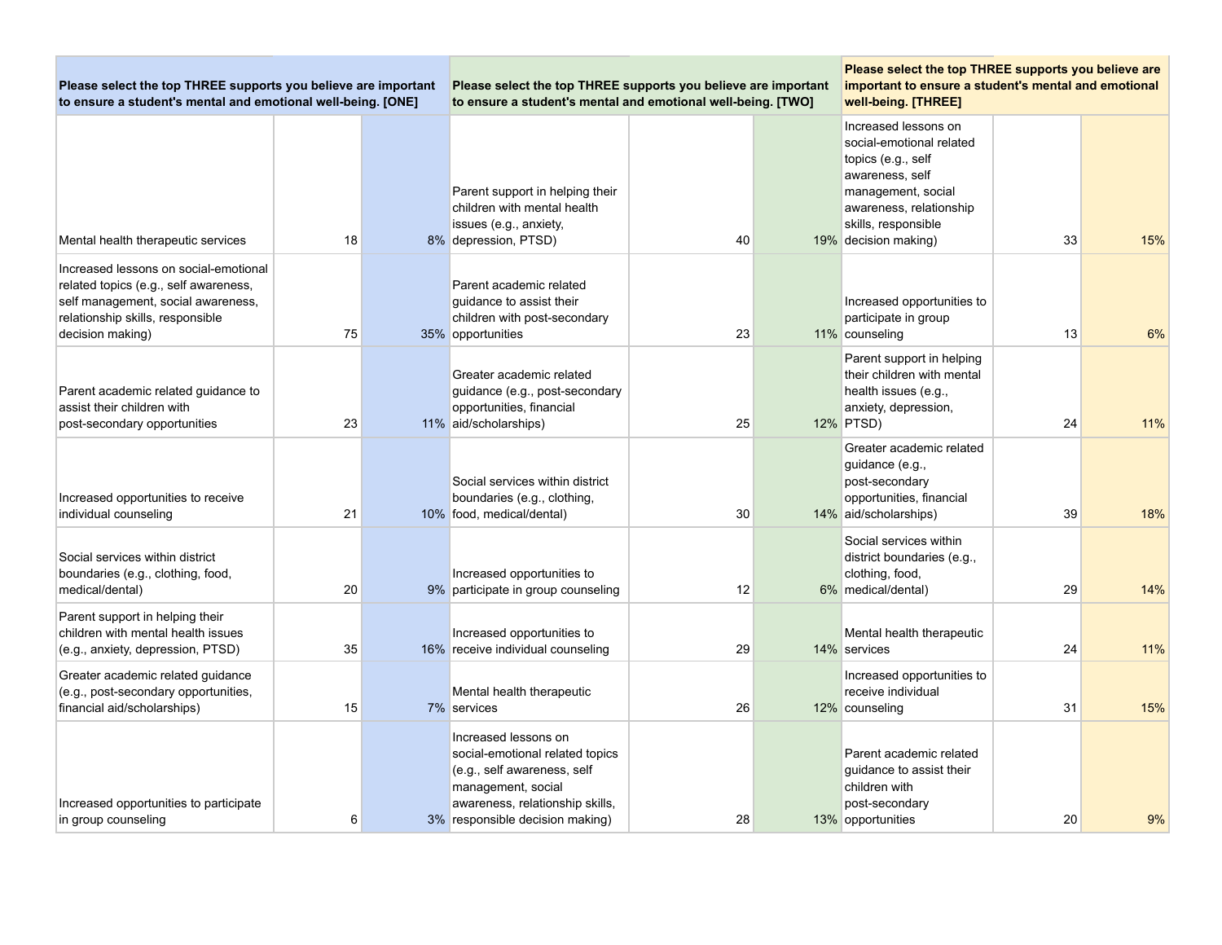| Please select the top THREE supports you believe are important to ensure a student's mental and emotional well-being. [ONE] | | | Please select the top THREE supports you believe are important to ensure a student's mental and emotional well-being. [TWO] | | | Please select the top THREE supports you believe are important to ensure a student's mental and emotional well-being. [THREE] | | |
|---|---|---|---|---|---|---|---|---|
| Mental health therapeutic services | 18 | 8% | Parent support in helping their children with mental health issues (e.g., anxiety, depression, PTSD) | 40 | 19% | Increased lessons on social-emotional related topics (e.g., self awareness, self management, social awareness, relationship skills, responsible decision making) | 33 | 15% |
| Increased lessons on social-emotional related topics (e.g., self awareness, self management, social awareness, relationship skills, responsible decision making) | 75 | 35% | Parent academic related guidance to assist their children with post-secondary opportunities | 23 | 11% | Increased opportunities to participate in group counseling | 13 | 6% |
| Parent academic related guidance to assist their children with post-secondary opportunities | 23 | 11% | Greater academic related guidance (e.g., post-secondary opportunities, financial aid/scholarships) | 25 | 12% | Parent support in helping their children with mental health issues (e.g., anxiety, depression, PTSD) | 24 | 11% |
| Increased opportunities to receive individual counseling | 21 | 10% | Social services within district boundaries (e.g., clothing, food, medical/dental) | 30 | 14% | Greater academic related guidance (e.g., post-secondary opportunities, financial aid/scholarships) | 39 | 18% |
| Social services within district boundaries (e.g., clothing, food, medical/dental) | 20 | 9% | Increased opportunities to participate in group counseling | 12 | 6% | Social services within district boundaries (e.g., clothing, food, medical/dental) | 29 | 14% |
| Parent support in helping their children with mental health issues (e.g., anxiety, depression, PTSD) | 35 | 16% | Increased opportunities to receive individual counseling | 29 | 14% | Mental health therapeutic services | 24 | 11% |
| Greater academic related guidance (e.g., post-secondary opportunities, financial aid/scholarships) | 15 | 7% | Mental health therapeutic services | 26 | 12% | Increased opportunities to receive individual counseling | 31 | 15% |
| Increased opportunities to participate in group counseling | 6 | 3% | Increased lessons on social-emotional related topics (e.g., self awareness, self management, social awareness, relationship skills, responsible decision making) | 28 | 13% | Parent academic related guidance to assist their children with post-secondary opportunities | 20 | 9% |